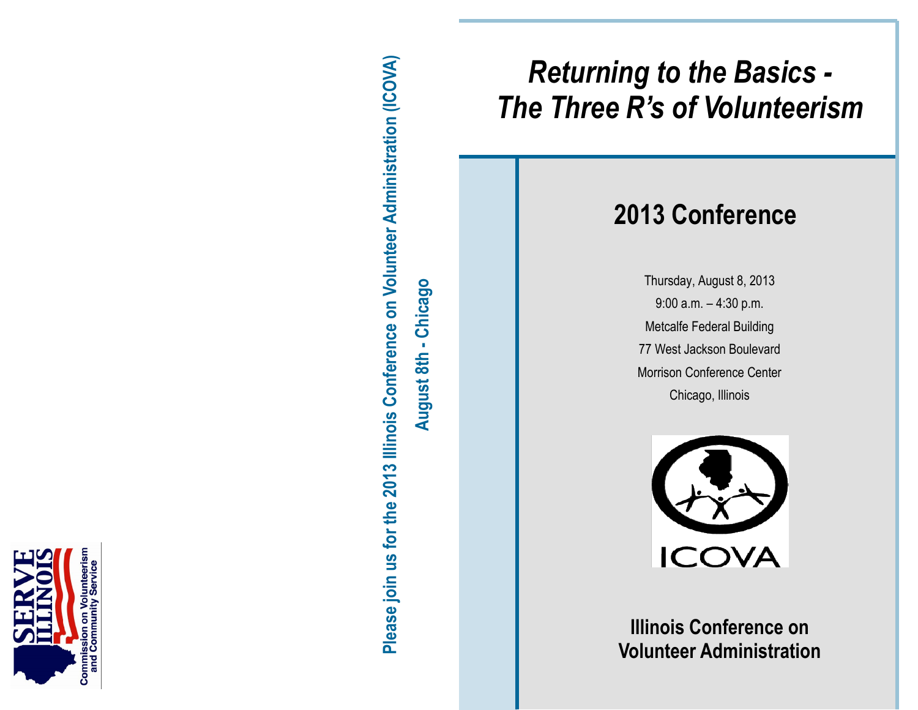SERVE ILLINOIS
Commission on Volunteerism and Community Service

**Please join us for the 2013 Illinois Conference on Volunteer Administration (ICOVA)**

**August 8th - Chicago**

# *Returning to the Basics - The Three R's of Volunteerism*

## 2013 Conference

Thursday, August 8, 2013

9:00 a.m. – 4:30 p.m.

Metcalfe Federal Building

77 West Jackson Boulevard

Morrison Conference Center

Chicago, Illinois

ICOVA

**Illinois Conference on Volunteer Administration**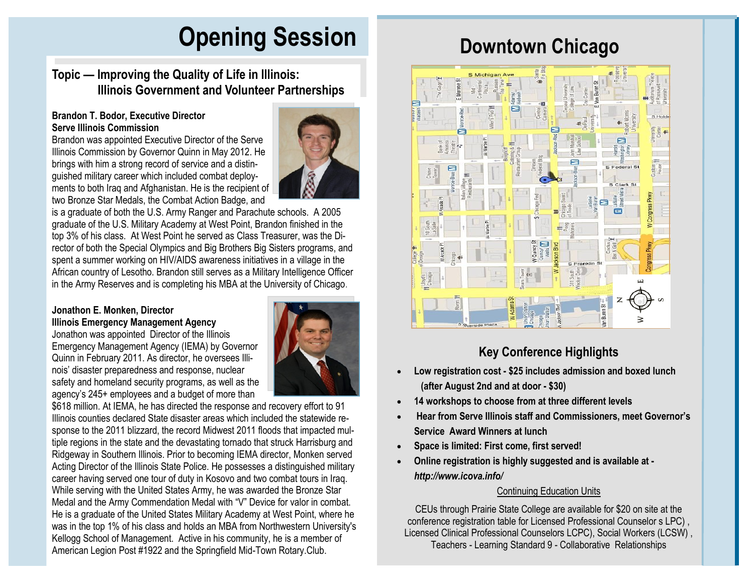# Opening Session

## Topic — Improving the Quality of Life in Illinois: Illinois Government and Volunteer Partnerships

**Brandon T. Bodor, Executive Director**
**Serve Illinois Commission**

Brandon was appointed Executive Director of the Serve Illinois Commission by Governor Quinn in May 2012. He brings with him a strong record of service and a distinguished military career which included combat deployments to both Iraq and Afghanistan. He is the recipient of two Bronze Star Medals, the Combat Action Badge, and is a graduate of both the U.S. Army Ranger and Parachute schools. A 2005 graduate of the U.S. Military Academy at West Point, Brandon finished in the top 3% of his class. At West Point he served as Class Treasurer, was the Director of both the Special Olympics and Big Brothers Big Sisters programs, and spent a summer working on HIV/AIDS awareness initiatives in a village in the African country of Lesotho. Brandon still serves as a Military Intelligence Officer in the Army Reserves and is completing his MBA at the University of Chicago.

**Jonathon E. Monken, Director**
**Illinois Emergency Management Agency**

Jonathon was appointed Director of the Illinois Emergency Management Agency (IEMA) by Governor Quinn in February 2011. As director, he oversees Illinois' disaster preparedness and response, nuclear safety and homeland security programs, as well as the agency's 245+ employees and a budget of more than $618 million. At IEMA, he has directed the response and recovery effort to 91 Illinois counties declared State disaster areas which included the statewide response to the 2011 blizzard, the record Midwest 2011 floods that impacted multiple regions in the state and the devastating tornado that struck Harrisburg and Ridgeway in Southern Illinois. Prior to becoming IEMA director, Monken served Acting Director of the Illinois State Police. He possesses a distinguished military career having served one tour of duty in Kosovo and two combat tours in Iraq. While serving with the United States Army, he was awarded the Bronze Star Medal and the Army Commendation Medal with "V" Device for valor in combat. He is a graduate of the United States Military Academy at West Point, where he was in the top 1% of his class and holds an MBA from Northwestern University's Kellogg School of Management. Active in his community, he is a member of American Legion Post #1922 and the Springfield Mid-Town Rotary.Club.

# Downtown Chicago

## Key Conference Highlights

- **Low registration cost - $25 includes admission and boxed lunch (after August 2nd and at door - $30)**
- **14 workshops to choose from at three different levels**
- **Hear from Serve Illinois staff and Commissioners, meet Governor's Service Award Winners at lunch**
- **Space is limited: First come, first served!**
- **Online registration is highly suggested and is available at - *http://www.icova.info/***

Continuing Education Units

CEUs through Prairie State College are available for $20 on site at the conference registration table for Licensed Professional Counselor s LPC) , Licensed Clinical Professional Counselors LCPC), Social Workers (LCSW) , Teachers - Learning Standard 9 - Collaborative Relationships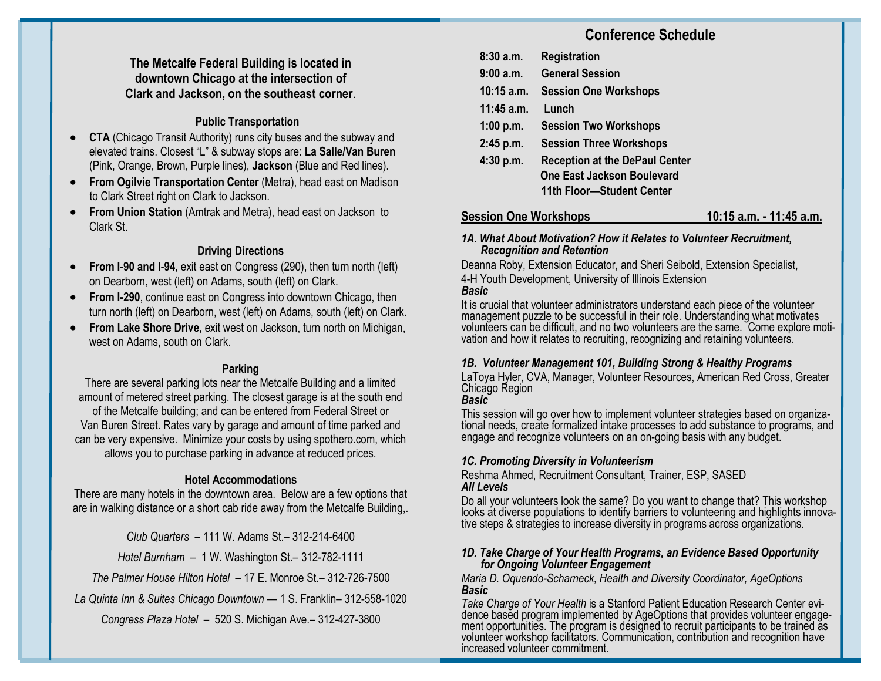**The Metcalfe Federal Building is located in downtown Chicago at the intersection of Clark and Jackson, on the southeast corner**.

### Public Transportation

- **CTA** (Chicago Transit Authority) runs city buses and the subway and elevated trains. Closest "L" & subway stops are: **La Salle/Van Buren** (Pink, Orange, Brown, Purple lines), **Jackson** (Blue and Red lines).
- **From Ogilvie Transportation Center** (Metra), head east on Madison to Clark Street right on Clark to Jackson.
- **From Union Station** (Amtrak and Metra), head east on Jackson to Clark St.

### Driving Directions

- **From I-90 and I-94**, exit east on Congress (290), then turn north (left) on Dearborn, west (left) on Adams, south (left) on Clark.
- **From I-290**, continue east on Congress into downtown Chicago, then turn north (left) on Dearborn, west (left) on Adams, south (left) on Clark.
- **From Lake Shore Drive,** exit west on Jackson, turn north on Michigan, west on Adams, south on Clark.

### Parking

There are several parking lots near the Metcalfe Building and a limited amount of metered street parking. The closest garage is at the south end of the Metcalfe building; and can be entered from Federal Street or Van Buren Street. Rates vary by garage and amount of time parked and can be very expensive. Minimize your costs by using spothero.com, which allows you to purchase parking in advance at reduced prices.

### Hotel Accommodations

There are many hotels in the downtown area. Below are a few options that are in walking distance or a short cab ride away from the Metcalfe Building,.

*Club Quarters* – 111 W. Adams St.– 312-214-6400

*Hotel Burnham* – 1 W. Washington St.– 312-782-1111

*The Palmer House Hilton Hotel* – 17 E. Monroe St.– 312-726-7500

*La Quinta Inn & Suites Chicago Downtown* — 1 S. Franklin– 312-558-1020

*Congress Plaza Hotel* – 520 S. Michigan Ave.– 312-427-3800

## Conference Schedule

| | |
|---|---|
| **8:30 a.m.** | **Registration** |
| **9:00 a.m.** | **General Session** |
| **10:15 a.m.** | **Session One Workshops** |
| **11:45 a.m.** | **Lunch** |
| **1:00 p.m.** | **Session Two Workshops** |
| **2:45 p.m.** | **Session Three Workshops** |
| **4:30 p.m.** | **Reception at the DePaul Center<br>One East Jackson Boulevard<br>11th Floor—Student Center** |

### Session One Workshops 10:15 a.m. - 11:45 a.m.

***1A. What About Motivation? How it Relates to Volunteer Recruitment, Recognition and Retention***

Deanna Roby, Extension Educator, and Sheri Seibold, Extension Specialist, 4-H Youth Development, University of Illinois Extension

***Basic***

It is crucial that volunteer administrators understand each piece of the volunteer management puzzle to be successful in their role. Understanding what motivates volunteers can be difficult, and no two volunteers are the same. Come explore motivation and how it relates to recruiting, recognizing and retaining volunteers.

***1B. Volunteer Management 101, Building Strong & Healthy Programs***

LaToya Hyler, CVA, Manager, Volunteer Resources, American Red Cross, Greater Chicago Region

***Basic***

This session will go over how to implement volunteer strategies based on organizational needs, create formalized intake processes to add substance to programs, and engage and recognize volunteers on an on-going basis with any budget.

***1C. Promoting Diversity in Volunteerism***

Reshma Ahmed, Recruitment Consultant, Trainer, ESP, SASED

***All Levels***

Do all your volunteers look the same? Do you want to change that? This workshop looks at diverse populations to identify barriers to volunteering and highlights innovative steps & strategies to increase diversity in programs across organizations.

***1D. Take Charge of Your Health Programs, an Evidence Based Opportunity for Ongoing Volunteer Engagement***

*Maria D. Oquendo-Scharneck, Health and Diversity Coordinator, AgeOptions*

***Basic***

*Take Charge of Your Health* is a Stanford Patient Education Research Center evidence based program implemented by AgeOptions that provides volunteer engagement opportunities. The program is designed to recruit participants to be trained as volunteer workshop facilitators. Communication, contribution and recognition have increased volunteer commitment.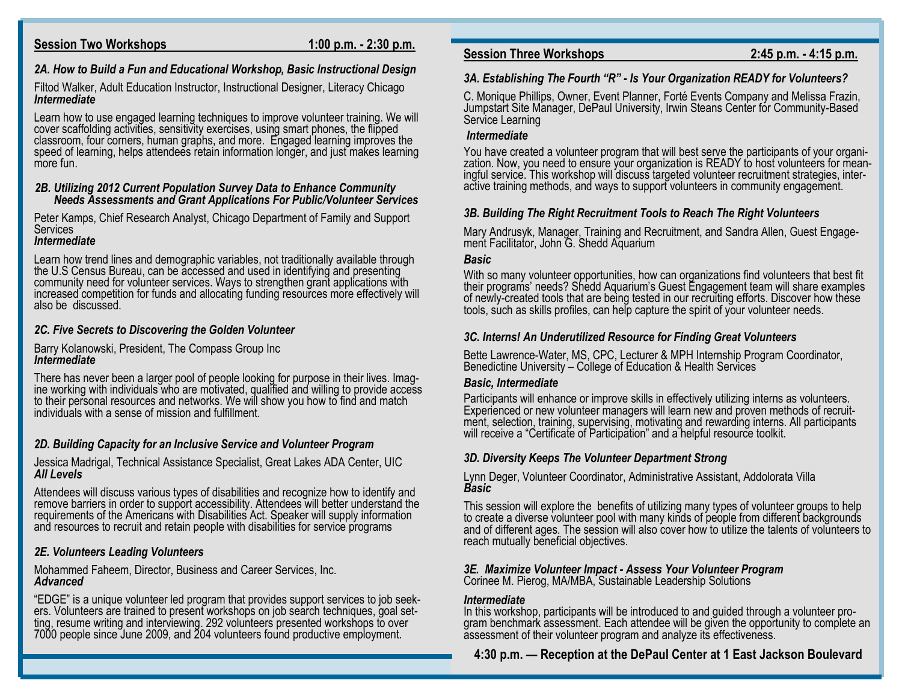## Session Two Workshops — 1:00 p.m. - 2:30 p.m.

### *2A. How to Build a Fun and Educational Workshop, Basic Instructional Design*

Filtod Walker, Adult Education Instructor, Instructional Designer, Literacy Chicago
***Intermediate***

Learn how to use engaged learning techniques to improve volunteer training. We will cover scaffolding activities, sensitivity exercises, using smart phones, the flipped classroom, four corners, human graphs, and more. Engaged learning improves the speed of learning, helps attendees retain information longer, and just makes learning more fun.

### *2B. Utilizing 2012 Current Population Survey Data to Enhance Community Needs Assessments and Grant Applications For Public/Volunteer Services*

Peter Kamps, Chief Research Analyst, Chicago Department of Family and Support Services
***Intermediate***

Learn how trend lines and demographic variables, not traditionally available through the U.S Census Bureau, can be accessed and used in identifying and presenting community need for volunteer services. Ways to strengthen grant applications with increased competition for funds and allocating funding resources more effectively will also be discussed.

### *2C. Five Secrets to Discovering the Golden Volunteer*

Barry Kolanowski, President, The Compass Group Inc
***Intermediate***

There has never been a larger pool of people looking for purpose in their lives. Imagine working with individuals who are motivated, qualified and willing to provide access to their personal resources and networks. We will show you how to find and match individuals with a sense of mission and fulfillment.

### *2D. Building Capacity for an Inclusive Service and Volunteer Program*

Jessica Madrigal, Technical Assistance Specialist, Great Lakes ADA Center, UIC
***All Levels***

Attendees will discuss various types of disabilities and recognize how to identify and remove barriers in order to support accessibility. Attendees will better understand the requirements of the Americans with Disabilities Act. Speaker will supply information and resources to recruit and retain people with disabilities for service programs

### *2E. Volunteers Leading Volunteers*

Mohammed Faheem, Director, Business and Career Services, Inc.
***Advanced***

"EDGE" is a unique volunteer led program that provides support services to job seekers. Volunteers are trained to present workshops on job search techniques, goal setting, resume writing and interviewing. 292 volunteers presented workshops to over 7000 people since June 2009, and 204 volunteers found productive employment.

## Session Three Workshops — 2:45 p.m. - 4:15 p.m.

### *3A. Establishing The Fourth "R" - Is Your Organization READY for Volunteers?*

C. Monique Phillips, Owner, Event Planner, Forté Events Company and Melissa Frazin, Jumpstart Site Manager, DePaul University, Irwin Steans Center for Community-Based Service Learning
***Intermediate***

You have created a volunteer program that will best serve the participants of your organization. Now, you need to ensure your organization is READY to host volunteers for meaningful service. This workshop will discuss targeted volunteer recruitment strategies, interactive training methods, and ways to support volunteers in community engagement.

### *3B. Building The Right Recruitment Tools to Reach The Right Volunteers*

Mary Andrusyk, Manager, Training and Recruitment, and Sandra Allen, Guest Engagement Facilitator, John G. Shedd Aquarium
***Basic***

With so many volunteer opportunities, how can organizations find volunteers that best fit their programs' needs? Shedd Aquarium's Guest Engagement team will share examples of newly-created tools that are being tested in our recruiting efforts. Discover how these tools, such as skills profiles, can help capture the spirit of your volunteer needs.

### *3C. Interns! An Underutilized Resource for Finding Great Volunteers*

Bette Lawrence-Water, MS, CPC, Lecturer & MPH Internship Program Coordinator, Benedictine University – College of Education & Health Services
***Basic, Intermediate***

Participants will enhance or improve skills in effectively utilizing interns as volunteers. Experienced or new volunteer managers will learn new and proven methods of recruitment, selection, training, supervising, motivating and rewarding interns. All participants will receive a "Certificate of Participation" and a helpful resource toolkit.

### *3D. Diversity Keeps The Volunteer Department Strong*

Lynn Deger, Volunteer Coordinator, Administrative Assistant, Addolorata Villa
***Basic***

This session will explore the benefits of utilizing many types of volunteer groups to help to create a diverse volunteer pool with many kinds of people from different backgrounds and of different ages. The session will also cover how to utilize the talents of volunteers to reach mutually beneficial objectives.

### *3E. Maximize Volunteer Impact - Assess Your Volunteer Program*

Corinee M. Pierog, MA/MBA, Sustainable Leadership Solutions
***Intermediate***

In this workshop, participants will be introduced to and guided through a volunteer program benchmark assessment. Each attendee will be given the opportunity to complete an assessment of their volunteer program and analyze its effectiveness.

**4:30 p.m. — Reception at the DePaul Center at 1 East Jackson Boulevard**